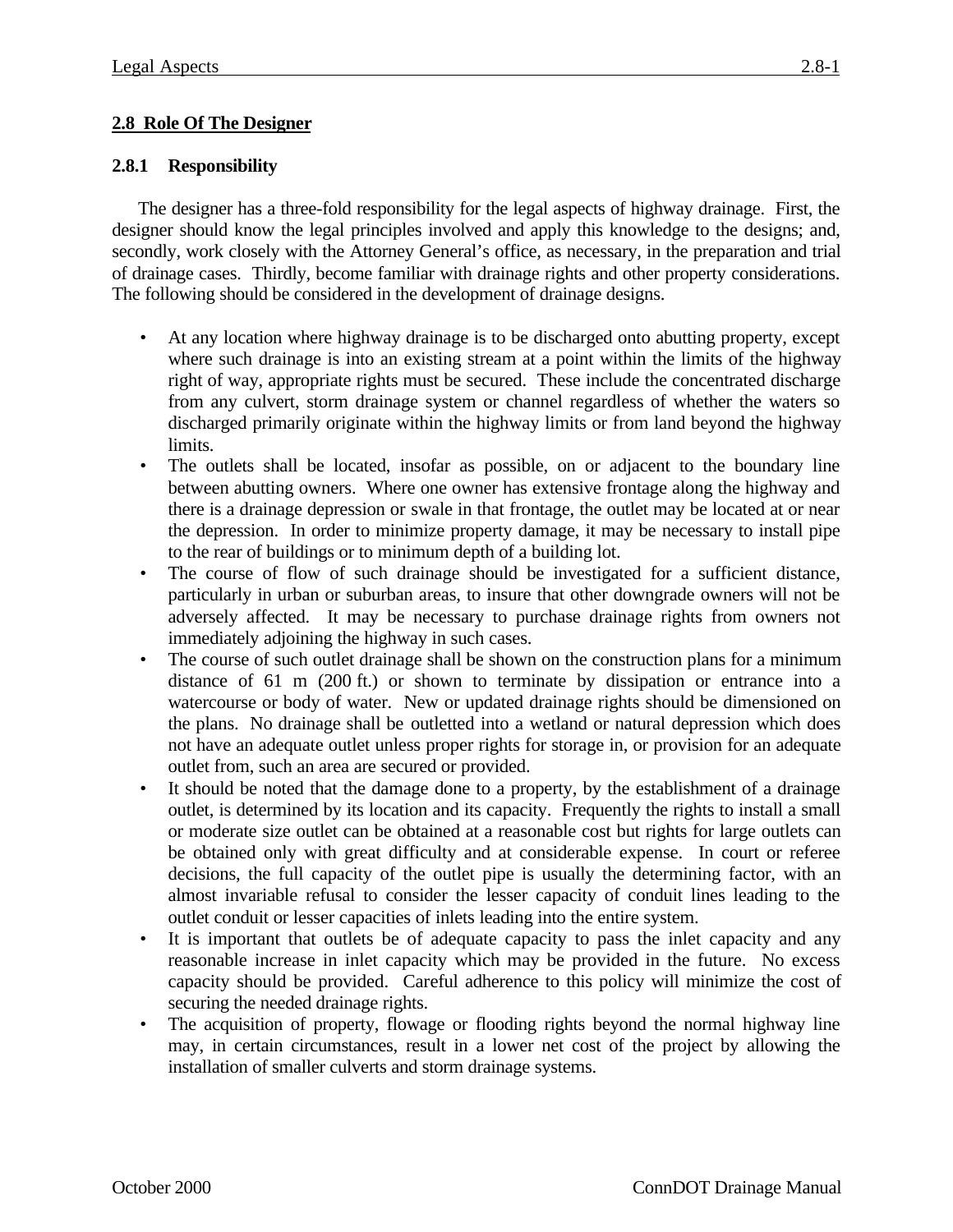## **2.8 Role Of The Designer**

### **2.8.1 Responsibility**

The designer has a three-fold responsibility for the legal aspects of highway drainage. First, the designer should know the legal principles involved and apply this knowledge to the designs; and, secondly, work closely with the Attorney General's office, as necessary, in the preparation and trial of drainage cases. Thirdly, become familiar with drainage rights and other property considerations. The following should be considered in the development of drainage designs.

- At any location where highway drainage is to be discharged onto abutting property, except where such drainage is into an existing stream at a point within the limits of the highway right of way, appropriate rights must be secured. These include the concentrated discharge from any culvert, storm drainage system or channel regardless of whether the waters so discharged primarily originate within the highway limits or from land beyond the highway limits.
- The outlets shall be located, insofar as possible, on or adjacent to the boundary line between abutting owners. Where one owner has extensive frontage along the highway and there is a drainage depression or swale in that frontage, the outlet may be located at or near the depression. In order to minimize property damage, it may be necessary to install pipe to the rear of buildings or to minimum depth of a building lot.
- The course of flow of such drainage should be investigated for a sufficient distance, particularly in urban or suburban areas, to insure that other downgrade owners will not be adversely affected. It may be necessary to purchase drainage rights from owners not immediately adjoining the highway in such cases.
- The course of such outlet drainage shall be shown on the construction plans for a minimum distance of 61 m (200 ft.) or shown to terminate by dissipation or entrance into a watercourse or body of water. New or updated drainage rights should be dimensioned on the plans. No drainage shall be outletted into a wetland or natural depression which does not have an adequate outlet unless proper rights for storage in, or provision for an adequate outlet from, such an area are secured or provided.
- It should be noted that the damage done to a property, by the establishment of a drainage outlet, is determined by its location and its capacity. Frequently the rights to install a small or moderate size outlet can be obtained at a reasonable cost but rights for large outlets can be obtained only with great difficulty and at considerable expense. In court or referee decisions, the full capacity of the outlet pipe is usually the determining factor, with an almost invariable refusal to consider the lesser capacity of conduit lines leading to the outlet conduit or lesser capacities of inlets leading into the entire system.
- It is important that outlets be of adequate capacity to pass the inlet capacity and any reasonable increase in inlet capacity which may be provided in the future. No excess capacity should be provided. Careful adherence to this policy will minimize the cost of securing the needed drainage rights.
- The acquisition of property, flowage or flooding rights beyond the normal highway line may, in certain circumstances, result in a lower net cost of the project by allowing the installation of smaller culverts and storm drainage systems.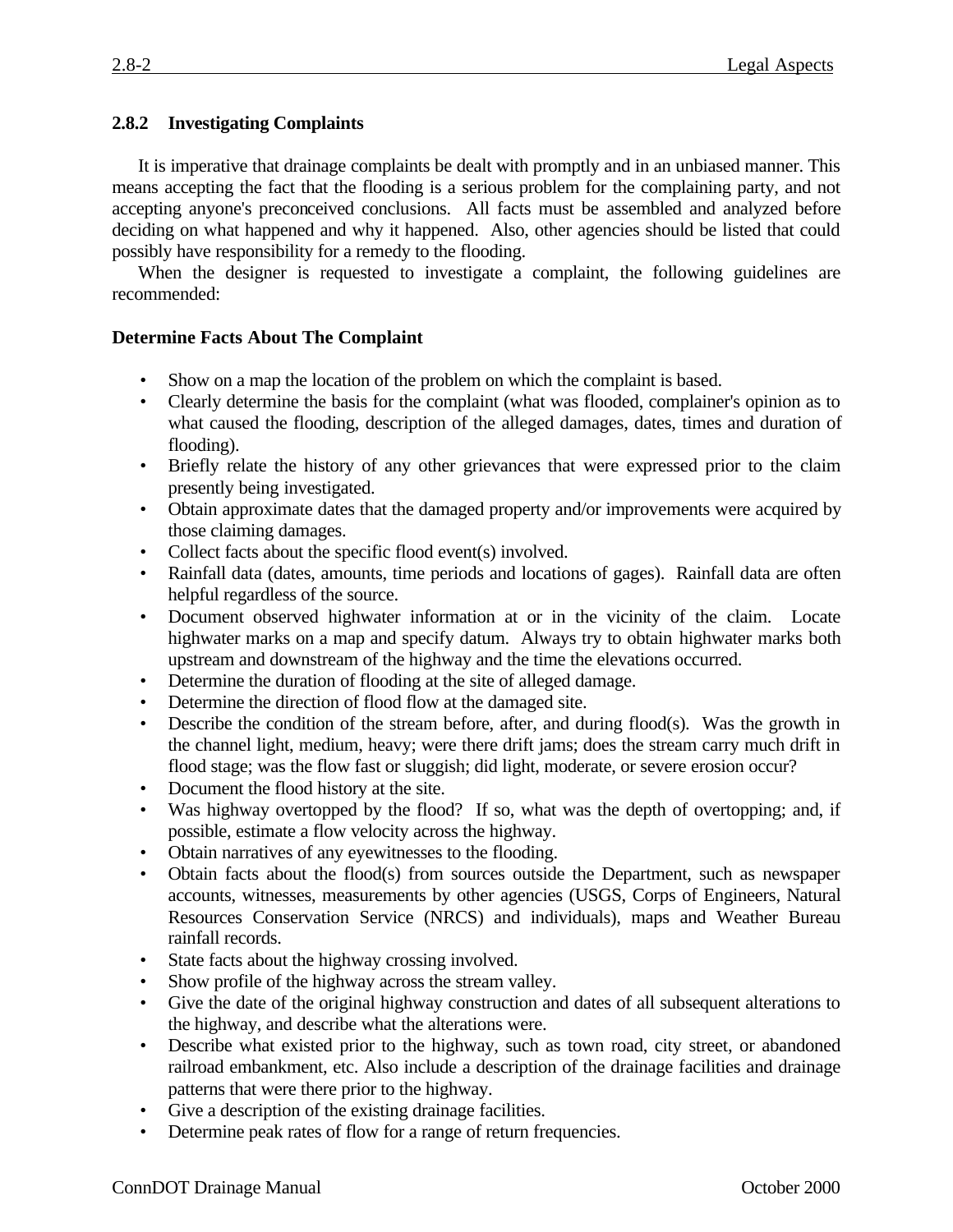### 2.8.2 Investigating Complaints

It is imperative that drainage complaints be dealt with promptly and in an unbiased manner. This means accepting the fact that the flooding is a serious problem for the complaining party, and not accepting anyone's preconceived conclusions. All facts must be assembled and analyzed before deciding on what happened and why it happened. Also, other agencies should be listed that could possibly have responsibility for a remedy to the flooding.

When the designer is requested to investigate a complaint, the following guidelines are recommended:

**Determine Facts About The Complaint**

- Show on a map the location of the problem on which the complaint is based.
- Clearly determine the basis for the complaint (what was flooded, complainer's opinion as to what caused the flooding, description of the alleged damages, dates, times and duration of flooding).
- Briefly relate the history of any other grievances that were expressed prior to the claim presently being investigated.
- Obtain approximate dates that the damaged property and/or improvements were acquired by those claiming damages.
- Collect facts about the specific flood event(s) involved.
- Rainfall data (dates, amounts, time periods and locations of gages). Rainfall data are often helpful regardless of the source.
- Document observed highwater information at or in the vicinity of the claim. Locate highwater marks on a map and specify datum. Always try to obtain highwater marks both upstream and downstream of the highway and the time the elevations occurred.
- Determine the duration of flooding at the site of alleged damage.
- Determine the direction of flood flow at the damaged site.
- Describe the condition of the stream before, after, and during flood(s). Was the growth in the channel light, medium, heavy; were there drift jams; does the stream carry much drift in flood stage; was the flow fast or sluggish; did light, moderate, or severe erosion occur?
- Document the flood history at the site.
- Was highway overtopped by the flood? If so, what was the depth of overtopping; and, if possible, estimate a flow velocity across the highway.
- Obtain narratives of any eyewitnesses to the flooding.
- Obtain facts about the flood(s) from sources outside the Department, such as newspaper accounts, witnesses, measurements by other agencies (USGS, Corps of Engineers, Natural Resources Conservation Service (NRCS) and individuals), maps and Weather Bureau rainfall records.
- State facts about the highway crossing involved.
- Show profile of the highway across the stream valley.
- Give the date of the original highway construction and dates of all subsequent alterations to the highway, and describe what the alterations were.
- Describe what existed prior to the highway, such as town road, city street, or abandoned railroad embankment, etc. Also include a description of the drainage facilities and drainage patterns that were there prior to the highway.
- Give a description of the existing drainage facilities.
- Determine peak rates of flow for a range of return frequencies.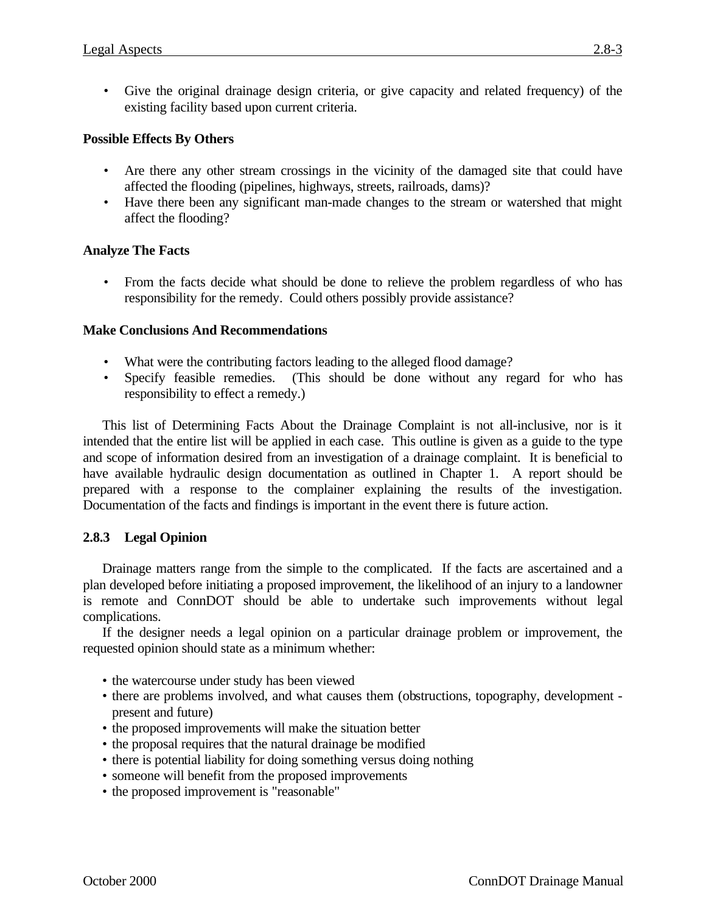- Give the original drainage design criteria, or give capacity and related frequency) of the existing facility based upon current criteria.

**Possible Effects By Others**

- Are there any other stream crossings in the vicinity of the damaged site that could have affected the flooding (pipelines, highways, streets, railroads, dams)?
- Have there been any significant man-made changes to the stream or watershed that might affect the flooding?

**Analyze The Facts**

- From the facts decide what should be done to relieve the problem regardless of who has responsibility for the remedy. Could others possibly provide assistance?

**Make Conclusions And Recommendations**

- What were the contributing factors leading to the alleged flood damage?
- Specify feasible remedies. (This should be done without any regard for who has responsibility to effect a remedy.)

This list of Determining Facts About the Drainage Complaint is not all-inclusive, nor is it intended that the entire list will be applied in each case. This outline is given as a guide to the type and scope of information desired from an investigation of a drainage complaint. It is beneficial to have available hydraulic design documentation as outlined in Chapter 1. A report should be prepared with a response to the complainer explaining the results of the investigation. Documentation of the facts and findings is important in the event there is future action.

### 2.8.3 Legal Opinion

Drainage matters range from the simple to the complicated. If the facts are ascertained and a plan developed before initiating a proposed improvement, the likelihood of an injury to a landowner is remote and ConnDOT should be able to undertake such improvements without legal complications.

If the designer needs a legal opinion on a particular drainage problem or improvement, the requested opinion should state as a minimum whether:

- the watercourse under study has been viewed
- there are problems involved, and what causes them (obstructions, topography, development - present and future)
- the proposed improvements will make the situation better
- the proposal requires that the natural drainage be modified
- there is potential liability for doing something versus doing nothing
- someone will benefit from the proposed improvements
- the proposed improvement is "reasonable"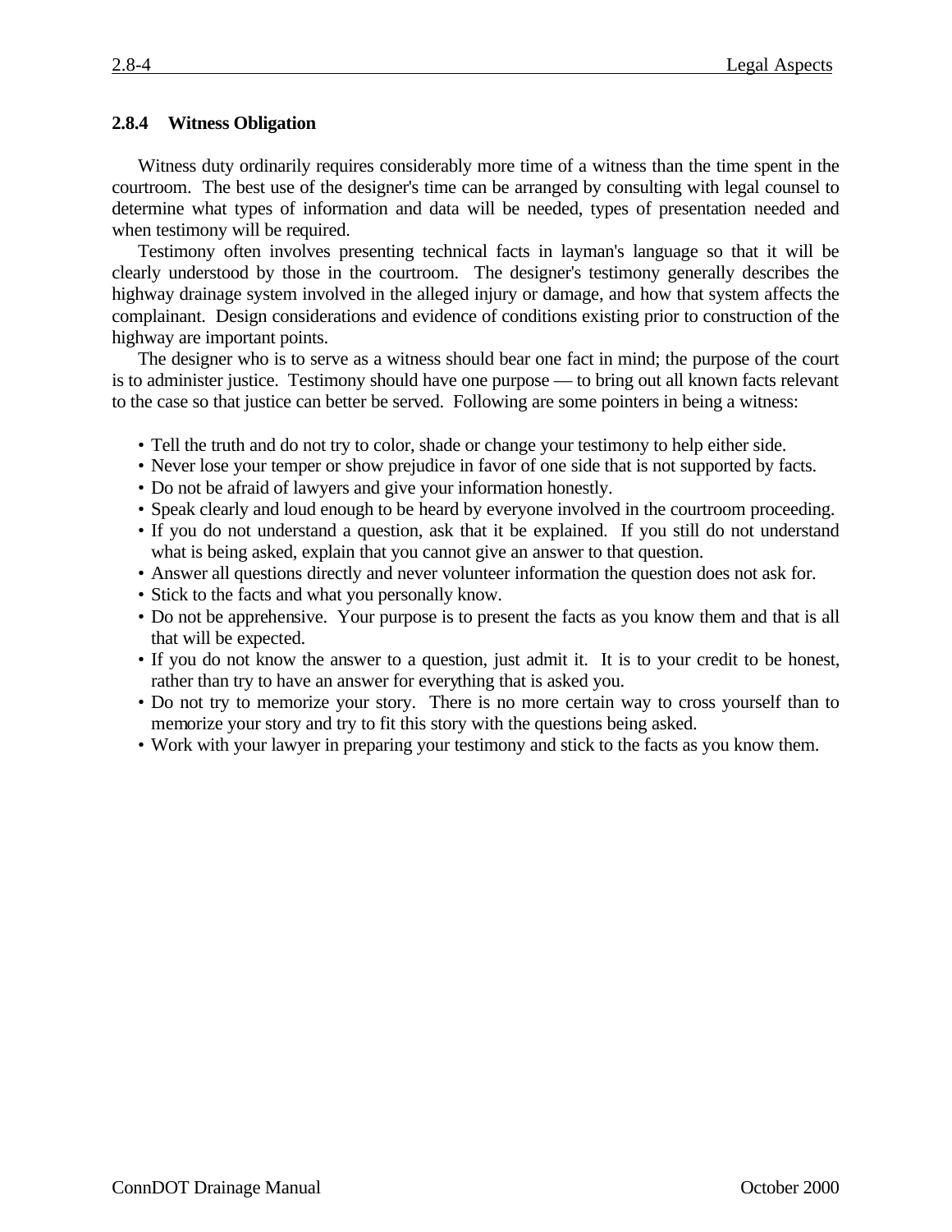### 2.8.4 Witness Obligation

Witness duty ordinarily requires considerably more time of a witness than the time spent in the courtroom. The best use of the designer's time can be arranged by consulting with legal counsel to determine what types of information and data will be needed, types of presentation needed and when testimony will be required.

Testimony often involves presenting technical facts in layman's language so that it will be clearly understood by those in the courtroom. The designer's testimony generally describes the highway drainage system involved in the alleged injury or damage, and how that system affects the complainant. Design considerations and evidence of conditions existing prior to construction of the highway are important points.

The designer who is to serve as a witness should bear one fact in mind; the purpose of the court is to administer justice. Testimony should have one purpose — to bring out all known facts relevant to the case so that justice can better be served. Following are some pointers in being a witness:

- Tell the truth and do not try to color, shade or change your testimony to help either side.
- Never lose your temper or show prejudice in favor of one side that is not supported by facts.
- Do not be afraid of lawyers and give your information honestly.
- Speak clearly and loud enough to be heard by everyone involved in the courtroom proceeding.
- If you do not understand a question, ask that it be explained. If you still do not understand what is being asked, explain that you cannot give an answer to that question.
- Answer all questions directly and never volunteer information the question does not ask for.
- Stick to the facts and what you personally know.
- Do not be apprehensive. Your purpose is to present the facts as you know them and that is all that will be expected.
- If you do not know the answer to a question, just admit it. It is to your credit to be honest, rather than try to have an answer for everything that is asked you.
- Do not try to memorize your story. There is no more certain way to cross yourself than to memorize your story and try to fit this story with the questions being asked.
- Work with your lawyer in preparing your testimony and stick to the facts as you know them.